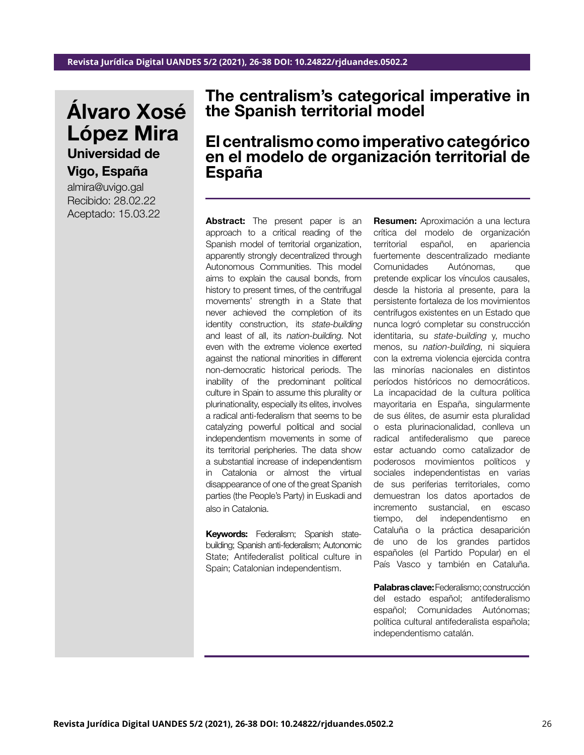# The centralism's categorical imperative in the Spanish territorial model

# El centralismo como imperativo categórico en el modelo de organización territorial de España

**Álvaro Xosé López Mira**

**Universidad de Vigo, España**

almira@uvigo.gal

Recibido: 28.02.22

Aceptado: 15.03.22

---

**Abstract:** The present paper is an approach to a critical reading of the Spanish model of territorial organization, apparently strongly decentralized through Autonomous Communities. This model aims to explain the causal bonds, from history to present times, of the centrifugal movements' strength in a State that never achieved the completion of its identity construction, its *state-building* and least of all, its *nation-building.* Not even with the extreme violence exerted against the national minorities in different non-democratic historical periods. The inability of the predominant political culture in Spain to assume this plurality or plurinationality, especially its elites, involves a radical anti-federalism that seems to be catalyzing powerful political and social independentism movements in some of its territorial peripheries. The data show a substantial increase of independentism in Catalonia or almost the virtual disappearance of one of the great Spanish parties (the People's Party) in Euskadi and also in Catalonia.

**Keywords:** Federalism; Spanish state-building; Spanish anti-federalism; Autonomic State; Antifederalist political culture in Spain; Catalonian independentism.

**Resumen:** Aproximación a una lectura crítica del modelo de organización territorial español, en apariencia fuertemente descentralizado mediante Comunidades Autónomas, que pretende explicar los vínculos causales, desde la historia al presente, para la persistente fortaleza de los movimientos centrífugos existentes en un Estado que nunca logró completar su construcción identitaria, su *state-building* y, mucho menos, su *nation-building*, ni siquiera con la extrema violencia ejercida contra las minorías nacionales en distintos períodos históricos no democráticos. La incapacidad de la cultura política mayoritaria en España, singularmente de sus élites, de asumir esta pluralidad o esta plurinacionalidad, conlleva un radical antifederalismo que parece estar actuando como catalizador de poderosos movimientos políticos y sociales independentistas en varias de sus periferias territoriales, como demuestran los datos aportados de incremento sustancial, en escaso tiempo, del independentismo en Cataluña o la práctica desaparición de uno de los grandes partidos españoles (el Partido Popular) en el País Vasco y también en Cataluña.

**Palabras clave:** Federalismo; construcción del estado español; antifederalismo español; Comunidades Autónomas; política cultural antifederalista española; independentismo catalán.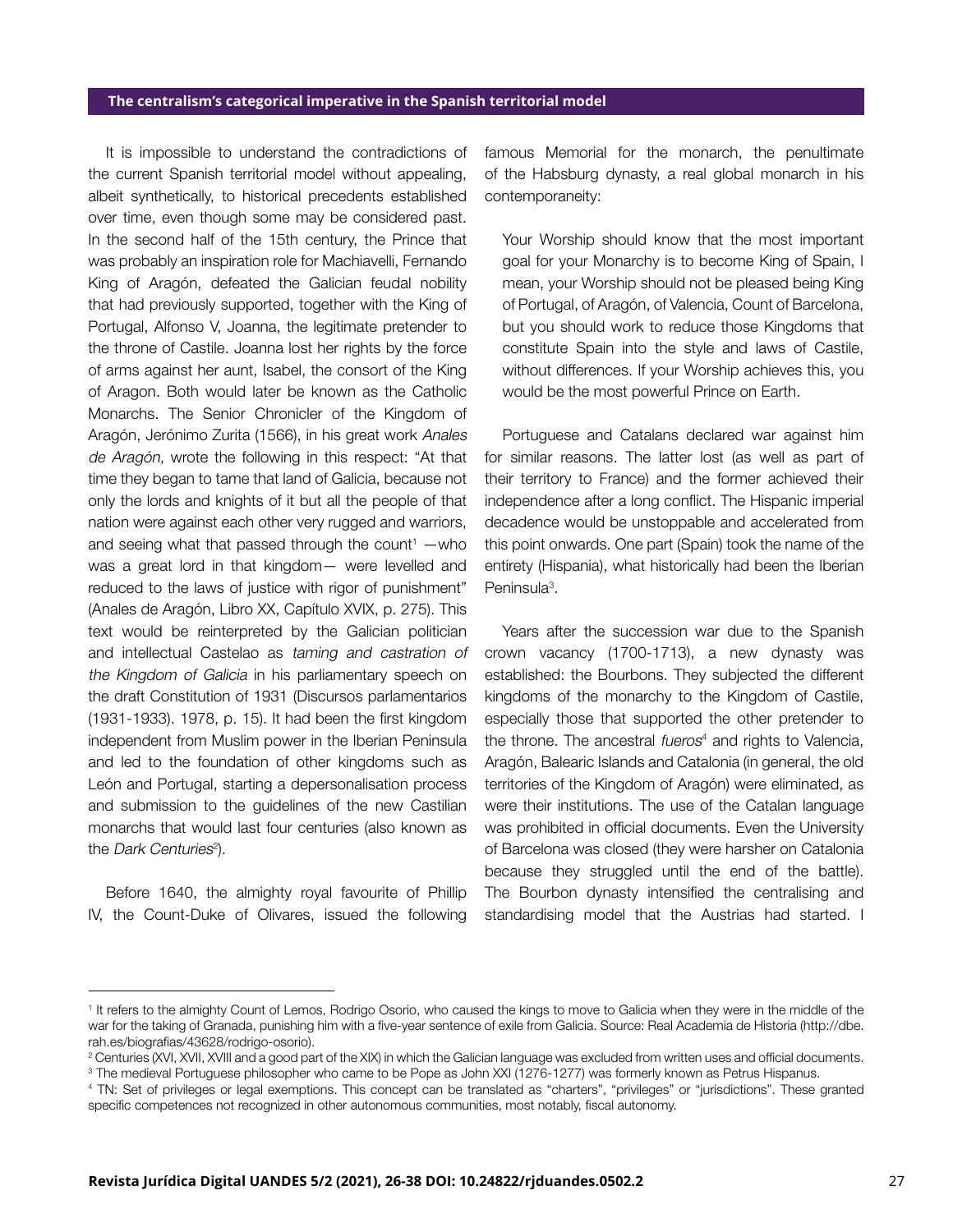## The centralism's categorical imperative in the Spanish territorial model

It is impossible to understand the contradictions of the current Spanish territorial model without appealing, albeit synthetically, to historical precedents established over time, even though some may be considered past. In the second half of the 15th century, the Prince that was probably an inspiration role for Machiavelli, Fernando King of Aragón, defeated the Galician feudal nobility that had previously supported, together with the King of Portugal, Alfonso V, Joanna, the legitimate pretender to the throne of Castile. Joanna lost her rights by the force of arms against her aunt, Isabel, the consort of the King of Aragon. Both would later be known as the Catholic Monarchs. The Senior Chronicler of the Kingdom of Aragón, Jerónimo Zurita (1566), in his great work *Anales de Aragón*, wrote the following in this respect: "At that time they began to tame that land of Galicia, because not only the lords and knights of it but all the people of that nation were against each other very rugged and warriors, and seeing what that passed through the count[1] —who was a great lord in that kingdom— were levelled and reduced to the laws of justice with rigor of punishment" (Anales de Aragón, Libro XX, Capítulo XVIX, p. 275). This text would be reinterpreted by the Galician politician and intellectual Castelao as *taming and castration of the Kingdom of Galicia* in his parliamentary speech on the draft Constitution of 1931 (Discursos parlamentarios (1931-1933). 1978, p. 15). It had been the first kingdom independent from Muslim power in the Iberian Peninsula and led to the foundation of other kingdoms such as León and Portugal, starting a depersonalisation process and submission to the guidelines of the new Castilian monarchs that would last four centuries (also known as the *Dark Centuries*[2]).

Before 1640, the almighty royal favourite of Phillip IV, the Count-Duke of Olivares, issued the following famous Memorial for the monarch, the penultimate of the Habsburg dynasty, a real global monarch in his contemporaneity:

> Your Worship should know that the most important goal for your Monarchy is to become King of Spain, I mean, your Worship should not be pleased being King of Portugal, of Aragón, of Valencia, Count of Barcelona, but you should work to reduce those Kingdoms that constitute Spain into the style and laws of Castile, without differences. If your Worship achieves this, you would be the most powerful Prince on Earth.

Portuguese and Catalans declared war against him for similar reasons. The latter lost (as well as part of their territory to France) and the former achieved their independence after a long conflict. The Hispanic imperial decadence would be unstoppable and accelerated from this point onwards. One part (Spain) took the name of the entirety (Hispania), what historically had been the Iberian Peninsula[3].

Years after the succession war due to the Spanish crown vacancy (1700-1713), a new dynasty was established: the Bourbons. They subjected the different kingdoms of the monarchy to the Kingdom of Castile, especially those that supported the other pretender to the throne. The ancestral *fueros*[4] and rights to Valencia, Aragón, Balearic Islands and Catalonia (in general, the old territories of the Kingdom of Aragón) were eliminated, as were their institutions. The use of the Catalan language was prohibited in official documents. Even the University of Barcelona was closed (they were harsher on Catalonia because they struggled until the end of the battle). The Bourbon dynasty intensified the centralising and standardising model that the Austrias had started. I

---

[1] It refers to the almighty Count of Lemos, Rodrigo Osorio, who caused the kings to move to Galicia when they were in the middle of the war for the taking of Granada, punishing him with a five-year sentence of exile from Galicia. Source: Real Academia de Historia (http://dbe.rah.es/biografias/43628/rodrigo-osorio).

[2] Centuries (XVI, XVII, XVIII and a good part of the XIX) in which the Galician language was excluded from written uses and official documents.

[3] The medieval Portuguese philosopher who came to be Pope as John XXI (1276-1277) was formerly known as Petrus Hispanus.

[4] TN: Set of privileges or legal exemptions. This concept can be translated as "charters", "privileges" or "jurisdictions". These granted specific competences not recognized in other autonomous communities, most notably, fiscal autonomy.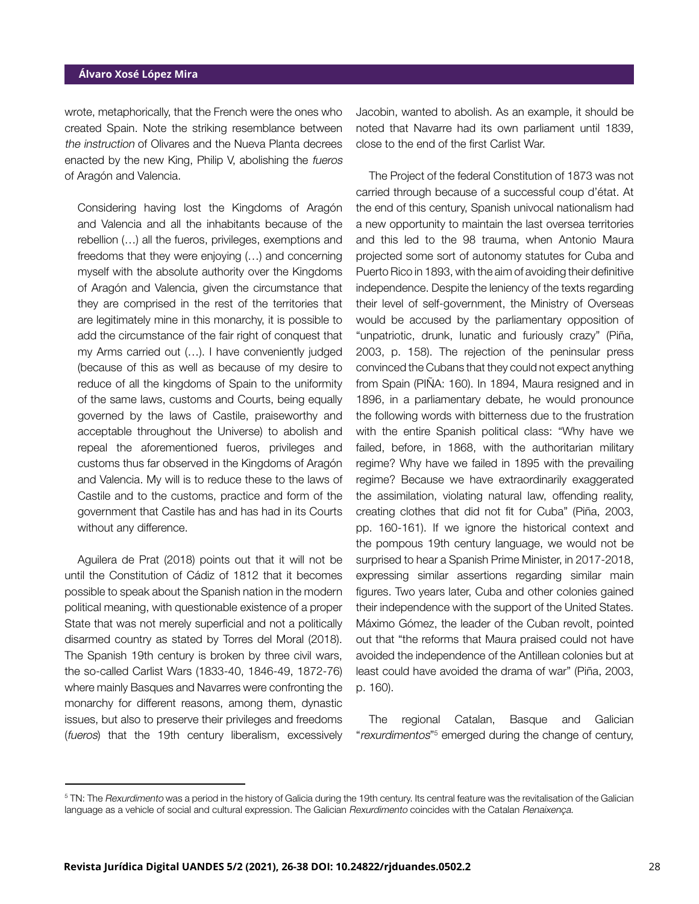wrote, metaphorically, that the French were the ones who created Spain. Note the striking resemblance between *the instruction* of Olivares and the Nueva Planta decrees enacted by the new King, Philip V, abolishing the *fueros* of Aragón and Valencia.

> Considering having lost the Kingdoms of Aragón and Valencia and all the inhabitants because of the rebellion (…) all the fueros, privileges, exemptions and freedoms that they were enjoying (…) and concerning myself with the absolute authority over the Kingdoms of Aragón and Valencia, given the circumstance that they are comprised in the rest of the territories that are legitimately mine in this monarchy, it is possible to add the circumstance of the fair right of conquest that my Arms carried out (…). I have conveniently judged (because of this as well as because of my desire to reduce of all the kingdoms of Spain to the uniformity of the same laws, customs and Courts, being equally governed by the laws of Castile, praiseworthy and acceptable throughout the Universe) to abolish and repeal the aforementioned fueros, privileges and customs thus far observed in the Kingdoms of Aragón and Valencia. My will is to reduce these to the laws of Castile and to the customs, practice and form of the government that Castile has and has had in its Courts without any difference.

Aguilera de Prat (2018) points out that it will not be until the Constitution of Cádiz of 1812 that it becomes possible to speak about the Spanish nation in the modern political meaning, with questionable existence of a proper State that was not merely superficial and not a politically disarmed country as stated by Torres del Moral (2018). The Spanish 19th century is broken by three civil wars, the so-called Carlist Wars (1833-40, 1846-49, 1872-76) where mainly Basques and Navarres were confronting the monarchy for different reasons, among them, dynastic issues, but also to preserve their privileges and freedoms (*fueros*) that the 19th century liberalism, excessively Jacobin, wanted to abolish. As an example, it should be noted that Navarre had its own parliament until 1839, close to the end of the first Carlist War.

The Project of the federal Constitution of 1873 was not carried through because of a successful coup d'état. At the end of this century, Spanish univocal nationalism had a new opportunity to maintain the last oversea territories and this led to the 98 trauma, when Antonio Maura projected some sort of autonomy statutes for Cuba and Puerto Rico in 1893, with the aim of avoiding their definitive independence. Despite the leniency of the texts regarding their level of self-government, the Ministry of Overseas would be accused by the parliamentary opposition of "unpatriotic, drunk, lunatic and furiously crazy" (Piña, 2003, p. 158). The rejection of the peninsular press convinced the Cubans that they could not expect anything from Spain (PIÑA: 160). In 1894, Maura resigned and in 1896, in a parliamentary debate, he would pronounce the following words with bitterness due to the frustration with the entire Spanish political class: "Why have we failed, before, in 1868, with the authoritarian military regime? Why have we failed in 1895 with the prevailing regime? Because we have extraordinarily exaggerated the assimilation, violating natural law, offending reality, creating clothes that did not fit for Cuba" (Piña, 2003, pp. 160-161). If we ignore the historical context and the pompous 19th century language, we would not be surprised to hear a Spanish Prime Minister, in 2017-2018, expressing similar assertions regarding similar main figures. Two years later, Cuba and other colonies gained their independence with the support of the United States. Máximo Gómez, the leader of the Cuban revolt, pointed out that "the reforms that Maura praised could not have avoided the independence of the Antillean colonies but at least could have avoided the drama of war" (Piña, 2003, p. 160).

The regional Catalan, Basque and Galician "*rexurdimentos*"[5] emerged during the change of century,

---

[5] TN: The *Rexurdimento* was a period in the history of Galicia during the 19th century. Its central feature was the revitalisation of the Galician language as a vehicle of social and cultural expression. The Galician *Rexurdimento* coincides with the Catalan *Renaixença*.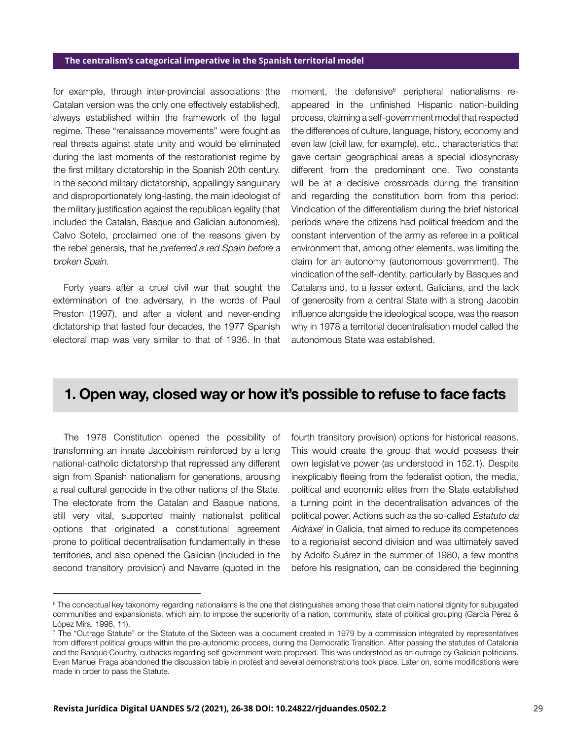for example, through inter-provincial associations (the Catalan version was the only one effectively established), always established within the framework of the legal regime. These "renaissance movements" were fought as real threats against state unity and would be eliminated during the last moments of the restorationist regime by the first military dictatorship in the Spanish 20th century. In the second military dictatorship, appallingly sanguinary and disproportionately long-lasting, the main ideologist of the military justification against the republican legality (that included the Catalan, Basque and Galician autonomies), Calvo Sotelo, proclaimed one of the reasons given by the rebel generals, that he *preferred a red Spain before a broken Spain.*

Forty years after a cruel civil war that sought the extermination of the adversary, in the words of Paul Preston (1997), and after a violent and never-ending dictatorship that lasted four decades, the 1977 Spanish electoral map was very similar to that of 1936. In that moment, the defensive[6] peripheral nationalisms re-appeared in the unfinished Hispanic nation-building process, claiming a self-government model that respected the differences of culture, language, history, economy and even law (civil law, for example), etc., characteristics that gave certain geographical areas a special idiosyncrasy different from the predominant one. Two constants will be at a decisive crossroads during the transition and regarding the constitution born from this period: Vindication of the differentialism during the brief historical periods where the citizens had political freedom and the constant intervention of the army as referee in a political environment that, among other elements, was limiting the claim for an autonomy (autonomous government). The vindication of the self-identity, particularly by Basques and Catalans and, to a lesser extent, Galicians, and the lack of generosity from a central State with a strong Jacobin influence alongside the ideological scope, was the reason why in 1978 a territorial decentralisation model called the autonomous State was established.

## 1. Open way, closed way or how it's possible to refuse to face facts

The 1978 Constitution opened the possibility of transforming an innate Jacobinism reinforced by a long national-catholic dictatorship that repressed any different sign from Spanish nationalism for generations, arousing a real cultural genocide in the other nations of the State. The electorate from the Catalan and Basque nations, still very vital, supported mainly nationalist political options that originated a constitutional agreement prone to political decentralisation fundamentally in these territories, and also opened the Galician (included in the second transitory provision) and Navarre (quoted in the fourth transitory provision) options for historical reasons. This would create the group that would possess their own legislative power (as understood in 152.1). Despite inexplicably fleeing from the federalist option, the media, political and economic elites from the State established a turning point in the decentralisation advances of the political power. Actions such as the so-called *Estatuto da Aldraxe*[7] in Galicia, that aimed to reduce its competences to a regionalist second division and was ultimately saved by Adolfo Suárez in the summer of 1980, a few months before his resignation, can be considered the beginning

---

[6] The conceptual key taxonomy regarding nationalisms is the one that distinguishes among those that claim national dignity for subjugated communities and expansionists, which aim to impose the superiority of a nation, community, state of political grouping (García Pérez & López Mira, 1996, 11).

[7] The "Outrage Statute" or the Statute of the Sixteen was a document created in 1979 by a commission integrated by representatives from different political groups within the pre-autonomic process, during the Democratic Transition. After passing the statutes of Catalonia and the Basque Country, cutbacks regarding self-government were proposed. This was understood as an outrage by Galician politicians. Even Manuel Fraga abandoned the discussion table in protest and several demonstrations took place. Later on, some modifications were made in order to pass the Statute.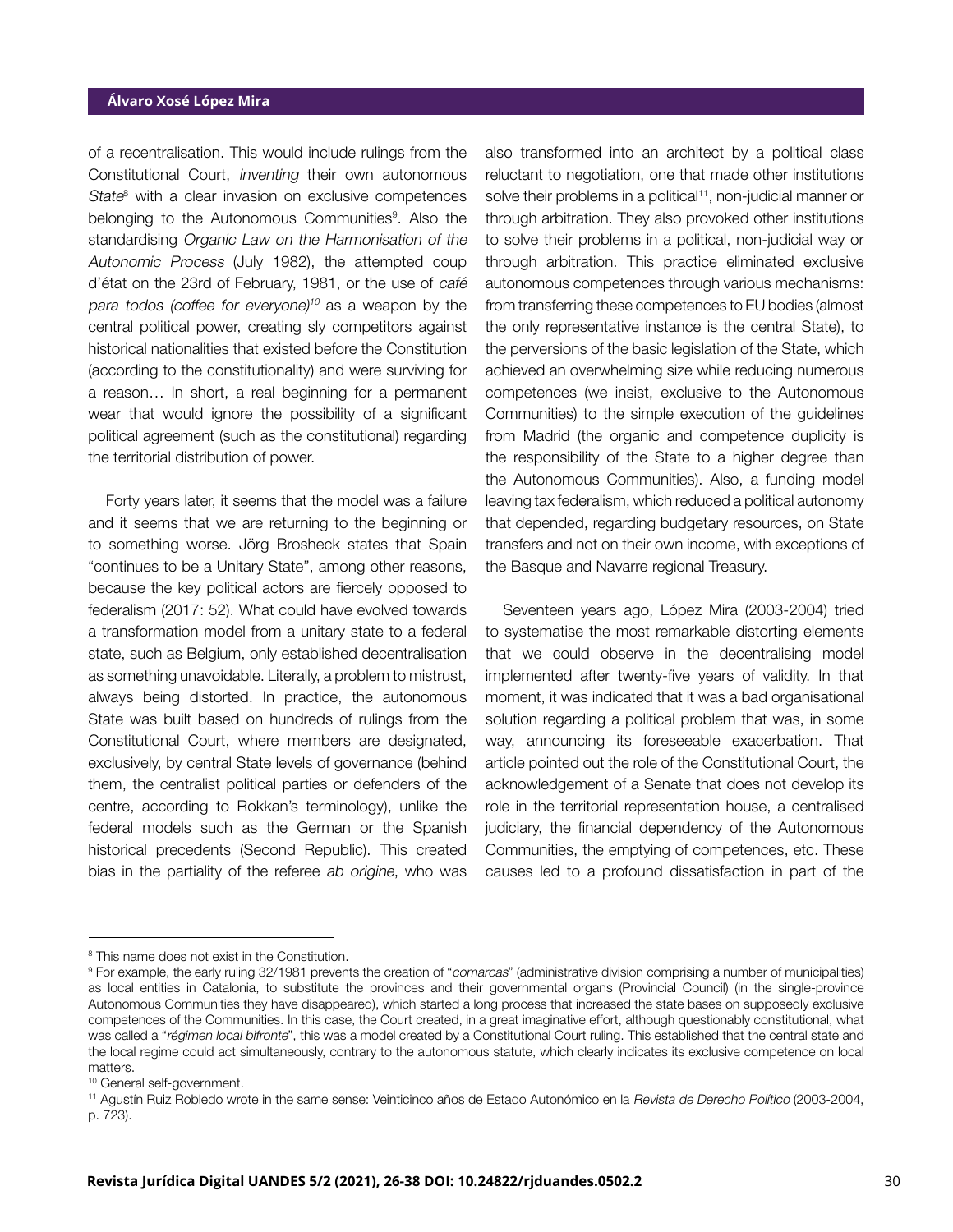of a recentralisation. This would include rulings from the Constitutional Court, *inventing* their own autonomous *State*[8] with a clear invasion on exclusive competences belonging to the Autonomous Communities[9]. Also the standardising *Organic Law on the Harmonisation of the Autonomic Process* (July 1982), the attempted coup d'état on the 23rd of February, 1981, or the use of *café para todos (coffee for everyone)*[10] as a weapon by the central political power, creating sly competitors against historical nationalities that existed before the Constitution (according to the constitutionality) and were surviving for a reason… In short, a real beginning for a permanent wear that would ignore the possibility of a significant political agreement (such as the constitutional) regarding the territorial distribution of power.

Forty years later, it seems that the model was a failure and it seems that we are returning to the beginning or to something worse. Jörg Brosheck states that Spain "continues to be a Unitary State", among other reasons, because the key political actors are fiercely opposed to federalism (2017: 52). What could have evolved towards a transformation model from a unitary state to a federal state, such as Belgium, only established decentralisation as something unavoidable. Literally, a problem to mistrust, always being distorted. In practice, the autonomous State was built based on hundreds of rulings from the Constitutional Court, where members are designated, exclusively, by central State levels of governance (behind them, the centralist political parties or defenders of the centre, according to Rokkan's terminology), unlike the federal models such as the German or the Spanish historical precedents (Second Republic). This created bias in the partiality of the referee *ab origine*, who was also transformed into an architect by a political class reluctant to negotiation, one that made other institutions solve their problems in a political[11], non-judicial manner or through arbitration. They also provoked other institutions to solve their problems in a political, non-judicial way or through arbitration. This practice eliminated exclusive autonomous competences through various mechanisms: from transferring these competences to EU bodies (almost the only representative instance is the central State), to the perversions of the basic legislation of the State, which achieved an overwhelming size while reducing numerous competences (we insist, exclusive to the Autonomous Communities) to the simple execution of the guidelines from Madrid (the organic and competence duplicity is the responsibility of the State to a higher degree than the Autonomous Communities). Also, a funding model leaving tax federalism, which reduced a political autonomy that depended, regarding budgetary resources, on State transfers and not on their own income, with exceptions of the Basque and Navarre regional Treasury.

Seventeen years ago, López Mira (2003-2004) tried to systematise the most remarkable distorting elements that we could observe in the decentralising model implemented after twenty-five years of validity. In that moment, it was indicated that it was a bad organisational solution regarding a political problem that was, in some way, announcing its foreseeable exacerbation. That article pointed out the role of the Constitutional Court, the acknowledgement of a Senate that does not develop its role in the territorial representation house, a centralised judiciary, the financial dependency of the Autonomous Communities, the emptying of competences, etc. These causes led to a profound dissatisfaction in part of the

---

[8] This name does not exist in the Constitution.

[9] For example, the early ruling 32/1981 prevents the creation of "*comarcas*" (administrative division comprising a number of municipalities) as local entities in Catalonia, to substitute the provinces and their governmental organs (Provincial Council) (in the single-province Autonomous Communities they have disappeared), which started a long process that increased the state bases on supposedly exclusive competences of the Communities. In this case, the Court created, in a great imaginative effort, although questionably constitutional, what was called a "*régimen local bifronte*", this was a model created by a Constitutional Court ruling. This established that the central state and the local regime could act simultaneously, contrary to the autonomous statute, which clearly indicates its exclusive competence on local matters.

[10] General self-government.

[11] Agustín Ruiz Robledo wrote in the same sense: Veinticinco años de Estado Autonómico en la *Revista de Derecho Político* (2003-2004, p. 723).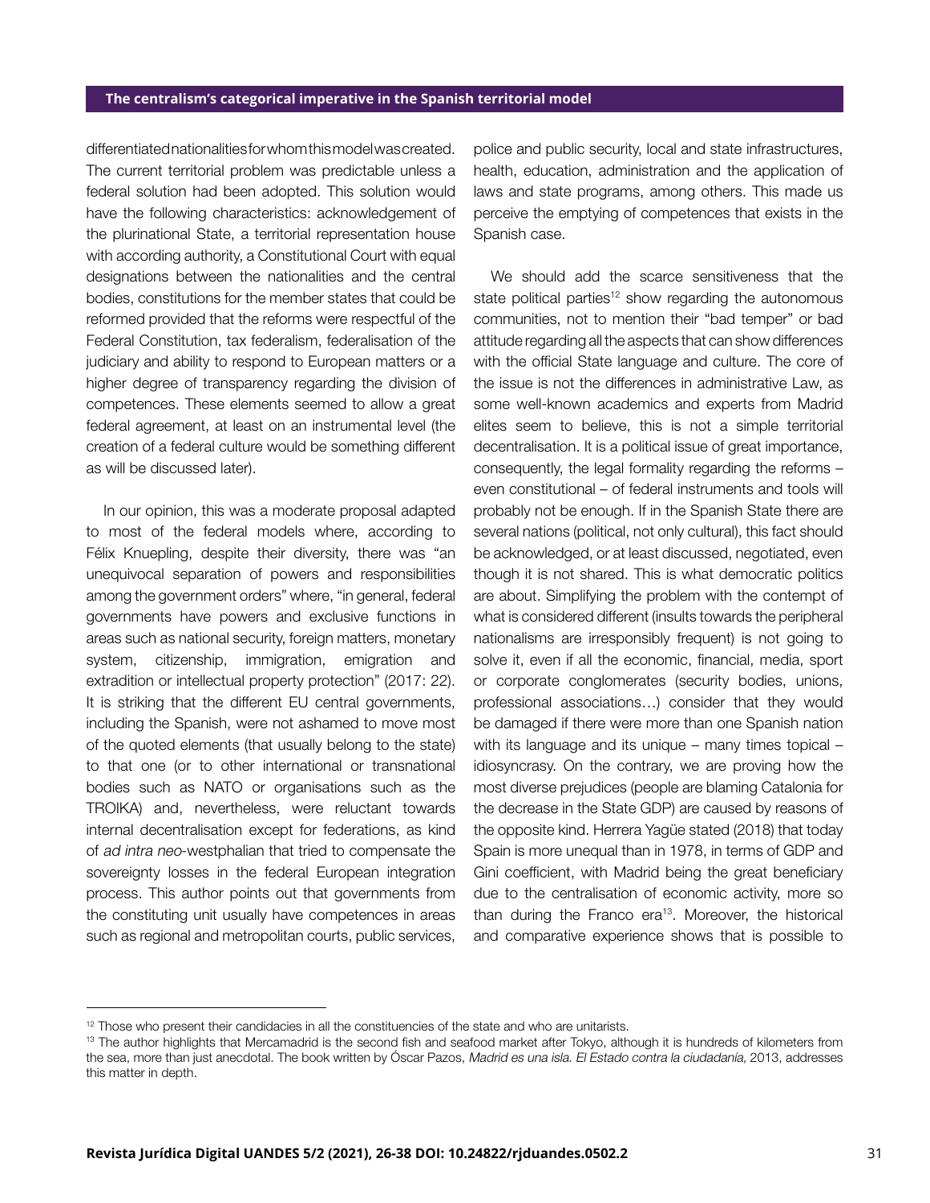differentiated nationalities for whom this model was created. The current territorial problem was predictable unless a federal solution had been adopted. This solution would have the following characteristics: acknowledgement of the plurinational State, a territorial representation house with according authority, a Constitutional Court with equal designations between the nationalities and the central bodies, constitutions for the member states that could be reformed provided that the reforms were respectful of the Federal Constitution, tax federalism, federalisation of the judiciary and ability to respond to European matters or a higher degree of transparency regarding the division of competences. These elements seemed to allow a great federal agreement, at least on an instrumental level (the creation of a federal culture would be something different as will be discussed later).

In our opinion, this was a moderate proposal adapted to most of the federal models where, according to Félix Knuepling, despite their diversity, there was "an unequivocal separation of powers and responsibilities among the government orders" where, "in general, federal governments have powers and exclusive functions in areas such as national security, foreign matters, monetary system, citizenship, immigration, emigration and extradition or intellectual property protection" (2017: 22). It is striking that the different EU central governments, including the Spanish, were not ashamed to move most of the quoted elements (that usually belong to the state) to that one (or to other international or transnational bodies such as NATO or organisations such as the TROIKA) and, nevertheless, were reluctant towards internal decentralisation except for federations, as kind of *ad intra neo*-westphalian that tried to compensate the sovereignty losses in the federal European integration process. This author points out that governments from the constituting unit usually have competences in areas such as regional and metropolitan courts, public services, police and public security, local and state infrastructures, health, education, administration and the application of laws and state programs, among others. This made us perceive the emptying of competences that exists in the Spanish case.

We should add the scarce sensitiveness that the state political parties[12] show regarding the autonomous communities, not to mention their "bad temper" or bad attitude regarding all the aspects that can show differences with the official State language and culture. The core of the issue is not the differences in administrative Law, as some well-known academics and experts from Madrid elites seem to believe, this is not a simple territorial decentralisation. It is a political issue of great importance, consequently, the legal formality regarding the reforms – even constitutional – of federal instruments and tools will probably not be enough. If in the Spanish State there are several nations (political, not only cultural), this fact should be acknowledged, or at least discussed, negotiated, even though it is not shared. This is what democratic politics are about. Simplifying the problem with the contempt of what is considered different (insults towards the peripheral nationalisms are irresponsibly frequent) is not going to solve it, even if all the economic, financial, media, sport or corporate conglomerates (security bodies, unions, professional associations…) consider that they would be damaged if there were more than one Spanish nation with its language and its unique – many times topical – idiosyncrasy. On the contrary, we are proving how the most diverse prejudices (people are blaming Catalonia for the decrease in the State GDP) are caused by reasons of the opposite kind. Herrera Yagüe stated (2018) that today Spain is more unequal than in 1978, in terms of GDP and Gini coefficient, with Madrid being the great beneficiary due to the centralisation of economic activity, more so than during the Franco era[13]. Moreover, the historical and comparative experience shows that is possible to

---

[12] Those who present their candidacies in all the constituencies of the state and who are unitarists.

[13] The author highlights that Mercamadrid is the second fish and seafood market after Tokyo, although it is hundreds of kilometers from the sea, more than just anecdotal. The book written by Óscar Pazos, *Madrid es una isla. El Estado contra la ciudadanía,* 2013, addresses this matter in depth.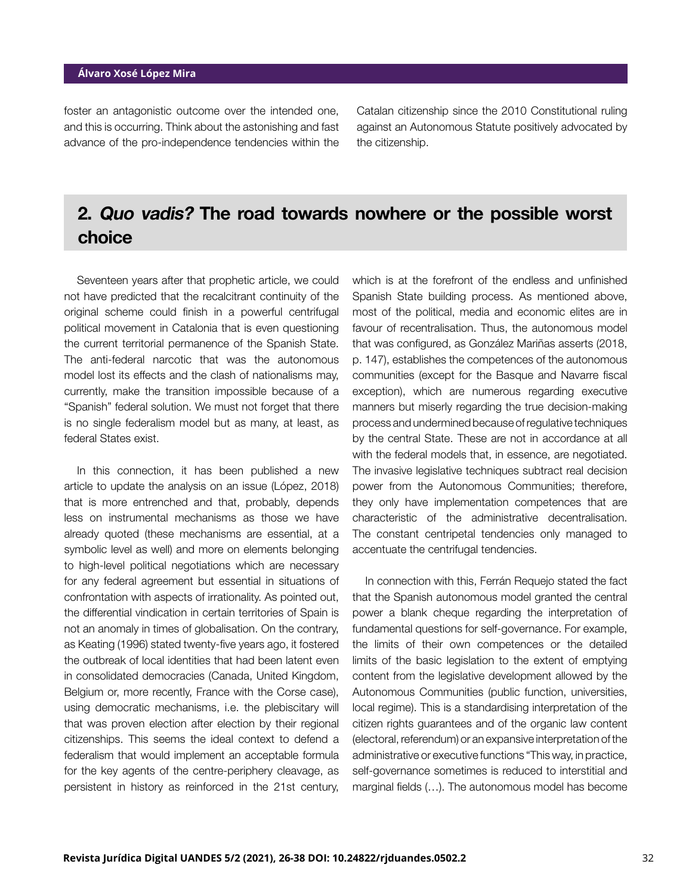foster an antagonistic outcome over the intended one, and this is occurring. Think about the astonishing and fast advance of the pro-independence tendencies within the Catalan citizenship since the 2010 Constitutional ruling against an Autonomous Statute positively advocated by the citizenship.

## 2. *Quo vadis?* The road towards nowhere or the possible worst choice

Seventeen years after that prophetic article, we could not have predicted that the recalcitrant continuity of the original scheme could finish in a powerful centrifugal political movement in Catalonia that is even questioning the current territorial permanence of the Spanish State. The anti-federal narcotic that was the autonomous model lost its effects and the clash of nationalisms may, currently, make the transition impossible because of a "Spanish" federal solution. We must not forget that there is no single federalism model but as many, at least, as federal States exist.

In this connection, it has been published a new article to update the analysis on an issue (López, 2018) that is more entrenched and that, probably, depends less on instrumental mechanisms as those we have already quoted (these mechanisms are essential, at a symbolic level as well) and more on elements belonging to high-level political negotiations which are necessary for any federal agreement but essential in situations of confrontation with aspects of irrationality. As pointed out, the differential vindication in certain territories of Spain is not an anomaly in times of globalisation. On the contrary, as Keating (1996) stated twenty-five years ago, it fostered the outbreak of local identities that had been latent even in consolidated democracies (Canada, United Kingdom, Belgium or, more recently, France with the Corse case), using democratic mechanisms, i.e. the plebiscitary will that was proven election after election by their regional citizenships. This seems the ideal context to defend a federalism that would implement an acceptable formula for the key agents of the centre-periphery cleavage, as persistent in history as reinforced in the 21st century, which is at the forefront of the endless and unfinished Spanish State building process. As mentioned above, most of the political, media and economic elites are in favour of recentralisation. Thus, the autonomous model that was configured, as González Mariñas asserts (2018, p. 147), establishes the competences of the autonomous communities (except for the Basque and Navarre fiscal exception), which are numerous regarding executive manners but miserly regarding the true decision-making process and undermined because of regulative techniques by the central State. These are not in accordance at all with the federal models that, in essence, are negotiated. The invasive legislative techniques subtract real decision power from the Autonomous Communities; therefore, they only have implementation competences that are characteristic of the administrative decentralisation. The constant centripetal tendencies only managed to accentuate the centrifugal tendencies.

In connection with this, Ferrán Requejo stated the fact that the Spanish autonomous model granted the central power a blank cheque regarding the interpretation of fundamental questions for self-governance. For example, the limits of their own competences or the detailed limits of the basic legislation to the extent of emptying content from the legislative development allowed by the Autonomous Communities (public function, universities, local regime). This is a standardising interpretation of the citizen rights guarantees and of the organic law content (electoral, referendum) or an expansive interpretation of the administrative or executive functions "This way, in practice, self-governance sometimes is reduced to interstitial and marginal fields (…). The autonomous model has become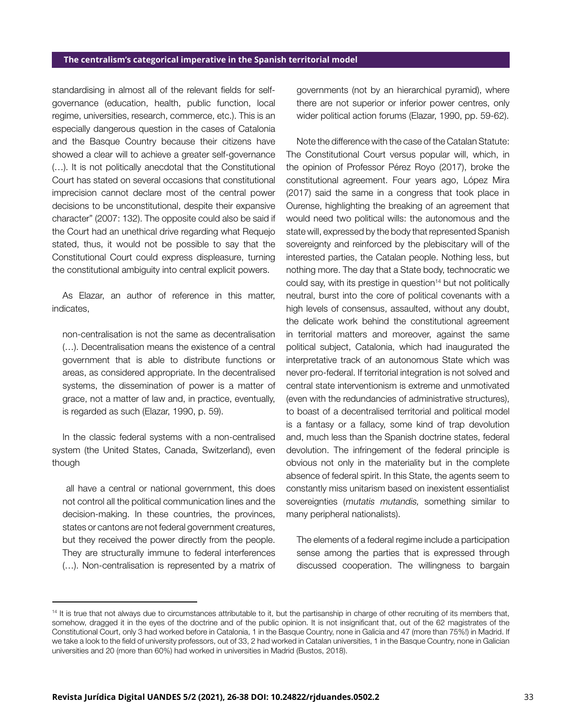standardising in almost all of the relevant fields for self-governance (education, health, public function, local regime, universities, research, commerce, etc.). This is an especially dangerous question in the cases of Catalonia and the Basque Country because their citizens have showed a clear will to achieve a greater self-governance (…). It is not politically anecdotal that the Constitutional Court has stated on several occasions that constitutional imprecision cannot declare most of the central power decisions to be unconstitutional, despite their expansive character" (2007: 132). The opposite could also be said if the Court had an unethical drive regarding what Requejo stated, thus, it would not be possible to say that the Constitutional Court could express displeasure, turning the constitutional ambiguity into central explicit powers.

As Elazar, an author of reference in this matter, indicates,

> non-centralisation is not the same as decentralisation (…). Decentralisation means the existence of a central government that is able to distribute functions or areas, as considered appropriate. In the decentralised systems, the dissemination of power is a matter of grace, not a matter of law and, in practice, eventually, is regarded as such (Elazar, 1990, p. 59).

In the classic federal systems with a non-centralised system (the United States, Canada, Switzerland), even though

> all have a central or national government, this does not control all the political communication lines and the decision-making. In these countries, the provinces, states or cantons are not federal government creatures, but they received the power directly from the people. They are structurally immune to federal interferences (…). Non-centralisation is represented by a matrix of governments (not by an hierarchical pyramid), where there are not superior or inferior power centres, only wider political action forums (Elazar, 1990, pp. 59-62).

Note the difference with the case of the Catalan Statute: The Constitutional Court versus popular will, which, in the opinion of Professor Pérez Royo (2017), broke the constitutional agreement. Four years ago, López Mira (2017) said the same in a congress that took place in Ourense, highlighting the breaking of an agreement that would need two political wills: the autonomous and the state will, expressed by the body that represented Spanish sovereignty and reinforced by the plebiscitary will of the interested parties, the Catalan people. Nothing less, but nothing more. The day that a State body, technocratic we could say, with its prestige in question[14] but not politically neutral, burst into the core of political covenants with a high levels of consensus, assaulted, without any doubt, the delicate work behind the constitutional agreement in territorial matters and moreover, against the same political subject, Catalonia, which had inaugurated the interpretative track of an autonomous State which was never pro-federal. If territorial integration is not solved and central state interventionism is extreme and unmotivated (even with the redundancies of administrative structures), to boast of a decentralised territorial and political model is a fantasy or a fallacy, some kind of trap devolution and, much less than the Spanish doctrine states, federal devolution. The infringement of the federal principle is obvious not only in the materiality but in the complete absence of federal spirit. In this State, the agents seem to constantly miss unitarism based on inexistent essentialist sovereignties (*mutatis mutandis,* something similar to many peripheral nationalists).

> The elements of a federal regime include a participation sense among the parties that is expressed through discussed cooperation. The willingness to bargain

---

[14] It is true that not always due to circumstances attributable to it, but the partisanship in charge of other recruiting of its members that, somehow, dragged it in the eyes of the doctrine and of the public opinion. It is not insignificant that, out of the 62 magistrates of the Constitutional Court, only 3 had worked before in Catalonia, 1 in the Basque Country, none in Galicia and 47 (more than 75%!) in Madrid. If we take a look to the field of university professors, out of 33, 2 had worked in Catalan universities, 1 in the Basque Country, none in Galician universities and 20 (more than 60%) had worked in universities in Madrid (Bustos, 2018).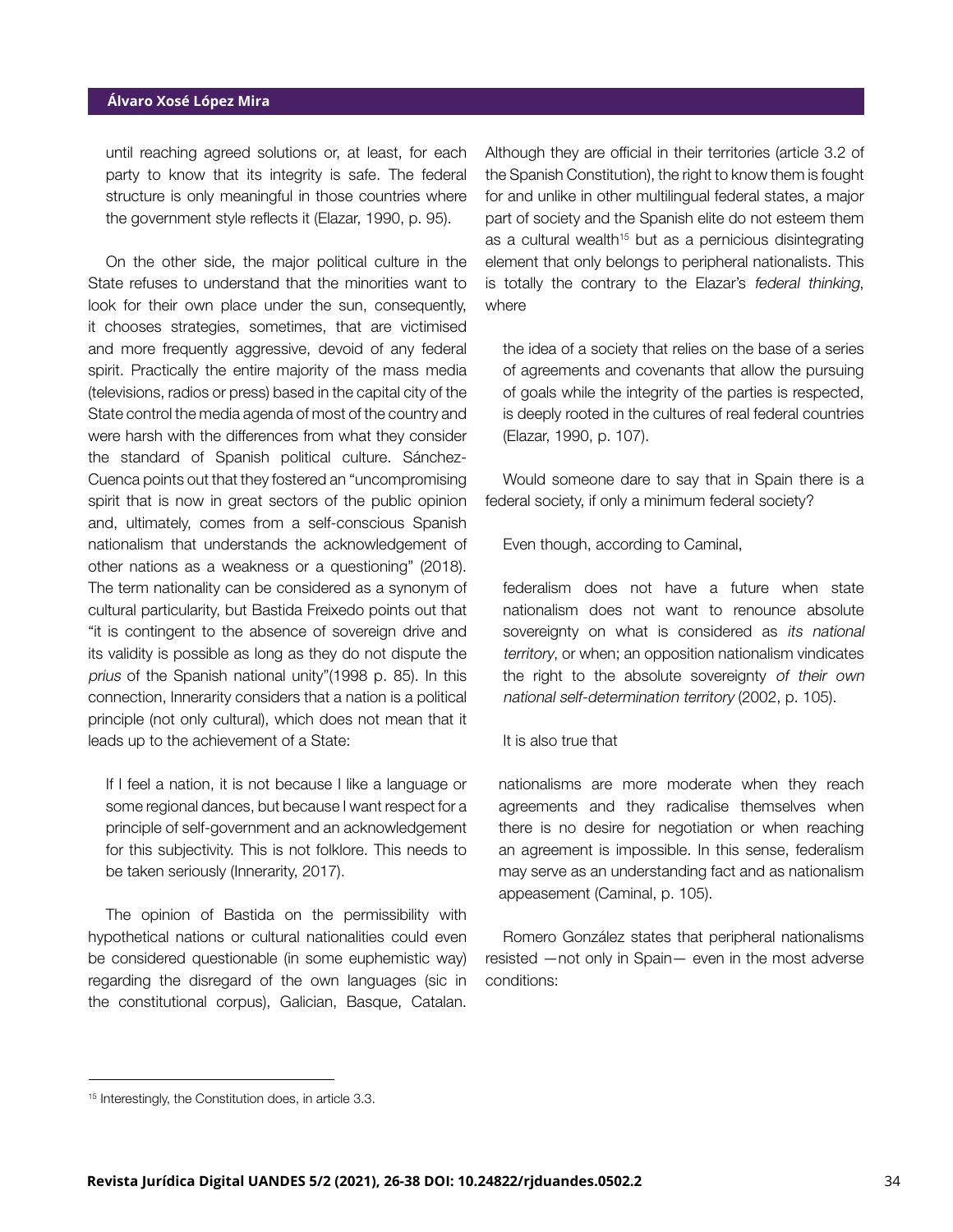until reaching agreed solutions or, at least, for each party to know that its integrity is safe. The federal structure is only meaningful in those countries where the government style reflects it (Elazar, 1990, p. 95).

On the other side, the major political culture in the State refuses to understand that the minorities want to look for their own place under the sun, consequently, it chooses strategies, sometimes, that are victimised and more frequently aggressive, devoid of any federal spirit. Practically the entire majority of the mass media (televisions, radios or press) based in the capital city of the State control the media agenda of most of the country and were harsh with the differences from what they consider the standard of Spanish political culture. Sánchez-Cuenca points out that they fostered an "uncompromising spirit that is now in great sectors of the public opinion and, ultimately, comes from a self-conscious Spanish nationalism that understands the acknowledgement of other nations as a weakness or a questioning" (2018). The term nationality can be considered as a synonym of cultural particularity, but Bastida Freixedo points out that "it is contingent to the absence of sovereign drive and its validity is possible as long as they do not dispute the *prius* of the Spanish national unity"(1998 p. 85). In this connection, Innerarity considers that a nation is a political principle (not only cultural), which does not mean that it leads up to the achievement of a State:

> If I feel a nation, it is not because I like a language or some regional dances, but because I want respect for a principle of self-government and an acknowledgement for this subjectivity. This is not folklore. This needs to be taken seriously (Innerarity, 2017).

The opinion of Bastida on the permissibility with hypothetical nations or cultural nationalities could even be considered questionable (in some euphemistic way) regarding the disregard of the own languages (sic in the constitutional corpus), Galician, Basque, Catalan. Although they are official in their territories (article 3.2 of the Spanish Constitution), the right to know them is fought for and unlike in other multilingual federal states, a major part of society and the Spanish elite do not esteem them as a cultural wealth[15] but as a pernicious disintegrating element that only belongs to peripheral nationalists. This is totally the contrary to the Elazar's *federal thinking*, where

> the idea of a society that relies on the base of a series of agreements and covenants that allow the pursuing of goals while the integrity of the parties is respected, is deeply rooted in the cultures of real federal countries (Elazar, 1990, p. 107).

Would someone dare to say that in Spain there is a federal society, if only a minimum federal society?

Even though, according to Caminal,

> federalism does not have a future when state nationalism does not want to renounce absolute sovereignty on what is considered as *its national territory*, or when; an opposition nationalism vindicates the right to the absolute sovereignty *of their own national self-determination territory* (2002, p. 105).

It is also true that

> nationalisms are more moderate when they reach agreements and they radicalise themselves when there is no desire for negotiation or when reaching an agreement is impossible. In this sense, federalism may serve as an understanding fact and as nationalism appeasement (Caminal, p. 105).

Romero González states that peripheral nationalisms resisted —not only in Spain— even in the most adverse conditions:

---

[15] Interestingly, the Constitution does, in article 3.3.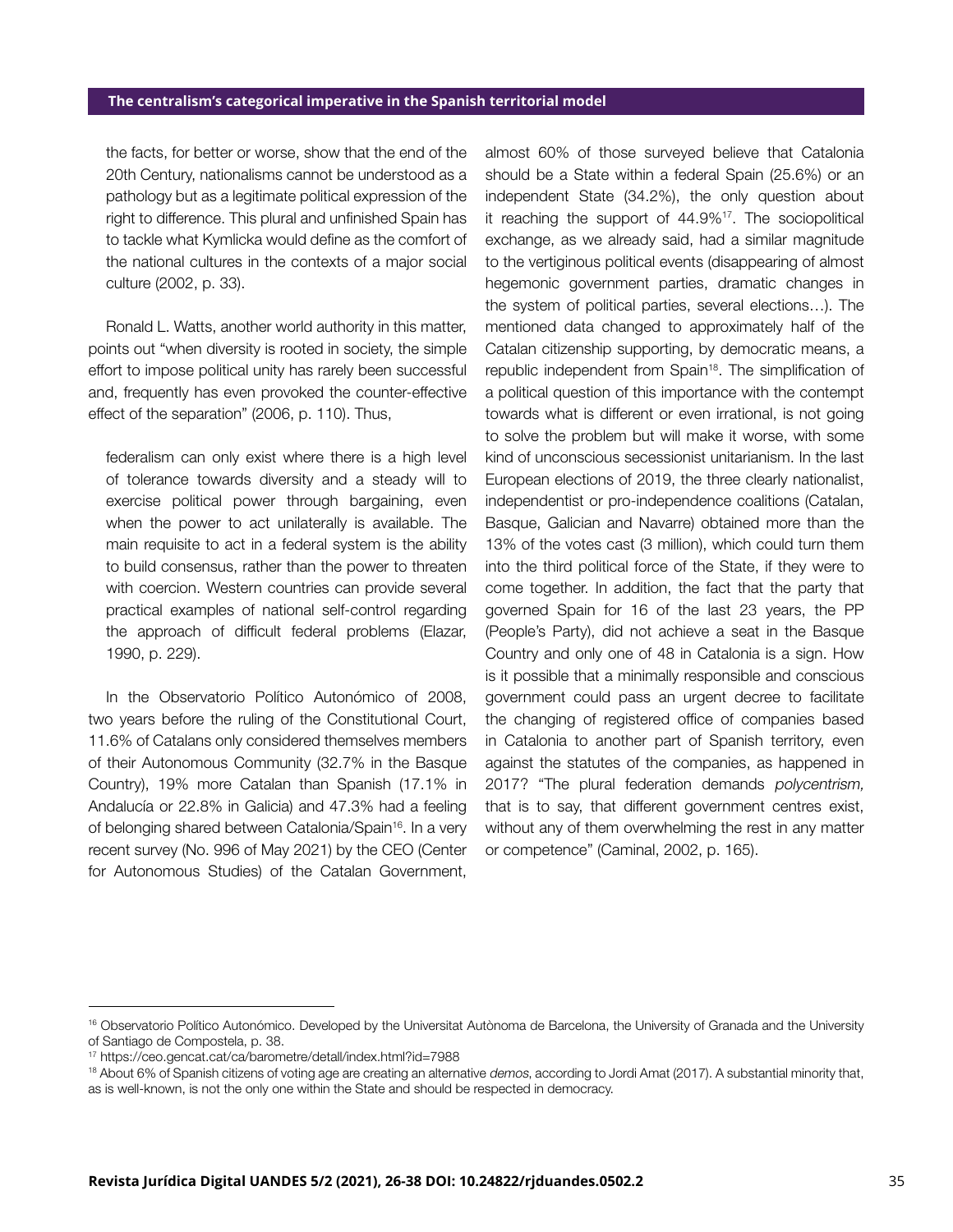the facts, for better or worse, show that the end of the 20th Century, nationalisms cannot be understood as a pathology but as a legitimate political expression of the right to difference. This plural and unfinished Spain has to tackle what Kymlicka would define as the comfort of the national cultures in the contexts of a major social culture (2002, p. 33).

Ronald L. Watts, another world authority in this matter, points out "when diversity is rooted in society, the simple effort to impose political unity has rarely been successful and, frequently has even provoked the counter-effective effect of the separation" (2006, p. 110). Thus,

> federalism can only exist where there is a high level of tolerance towards diversity and a steady will to exercise political power through bargaining, even when the power to act unilaterally is available. The main requisite to act in a federal system is the ability to build consensus, rather than the power to threaten with coercion. Western countries can provide several practical examples of national self-control regarding the approach of difficult federal problems (Elazar, 1990, p. 229).

In the Observatorio Político Autonómico of 2008, two years before the ruling of the Constitutional Court, 11.6% of Catalans only considered themselves members of their Autonomous Community (32.7% in the Basque Country), 19% more Catalan than Spanish (17.1% in Andalucía or 22.8% in Galicia) and 47.3% had a feeling of belonging shared between Catalonia/Spain[16]. In a very recent survey (No. 996 of May 2021) by the CEO (Center for Autonomous Studies) of the Catalan Government, almost 60% of those surveyed believe that Catalonia should be a State within a federal Spain (25.6%) or an independent State (34.2%), the only question about it reaching the support of 44.9%[17]. The sociopolitical exchange, as we already said, had a similar magnitude to the vertiginous political events (disappearing of almost hegemonic government parties, dramatic changes in the system of political parties, several elections…). The mentioned data changed to approximately half of the Catalan citizenship supporting, by democratic means, a republic independent from Spain[18]. The simplification of a political question of this importance with the contempt towards what is different or even irrational, is not going to solve the problem but will make it worse, with some kind of unconscious secessionist unitarianism. In the last European elections of 2019, the three clearly nationalist, independentist or pro-independence coalitions (Catalan, Basque, Galician and Navarre) obtained more than the 13% of the votes cast (3 million), which could turn them into the third political force of the State, if they were to come together. In addition, the fact that the party that governed Spain for 16 of the last 23 years, the PP (People's Party), did not achieve a seat in the Basque Country and only one of 48 in Catalonia is a sign. How is it possible that a minimally responsible and conscious government could pass an urgent decree to facilitate the changing of registered office of companies based in Catalonia to another part of Spanish territory, even against the statutes of the companies, as happened in 2017? "The plural federation demands *polycentrism,* that is to say, that different government centres exist, without any of them overwhelming the rest in any matter or competence" (Caminal, 2002, p. 165).

---

[16] Observatorio Político Autonómico. Developed by the Universitat Autònoma de Barcelona, the University of Granada and the University of Santiago de Compostela, p. 38.

[17] https://ceo.gencat.cat/ca/barometre/detall/index.html?id=7988

[18] About 6% of Spanish citizens of voting age are creating an alternative *demos*, according to Jordi Amat (2017). A substantial minority that, as is well-known, is not the only one within the State and should be respected in democracy.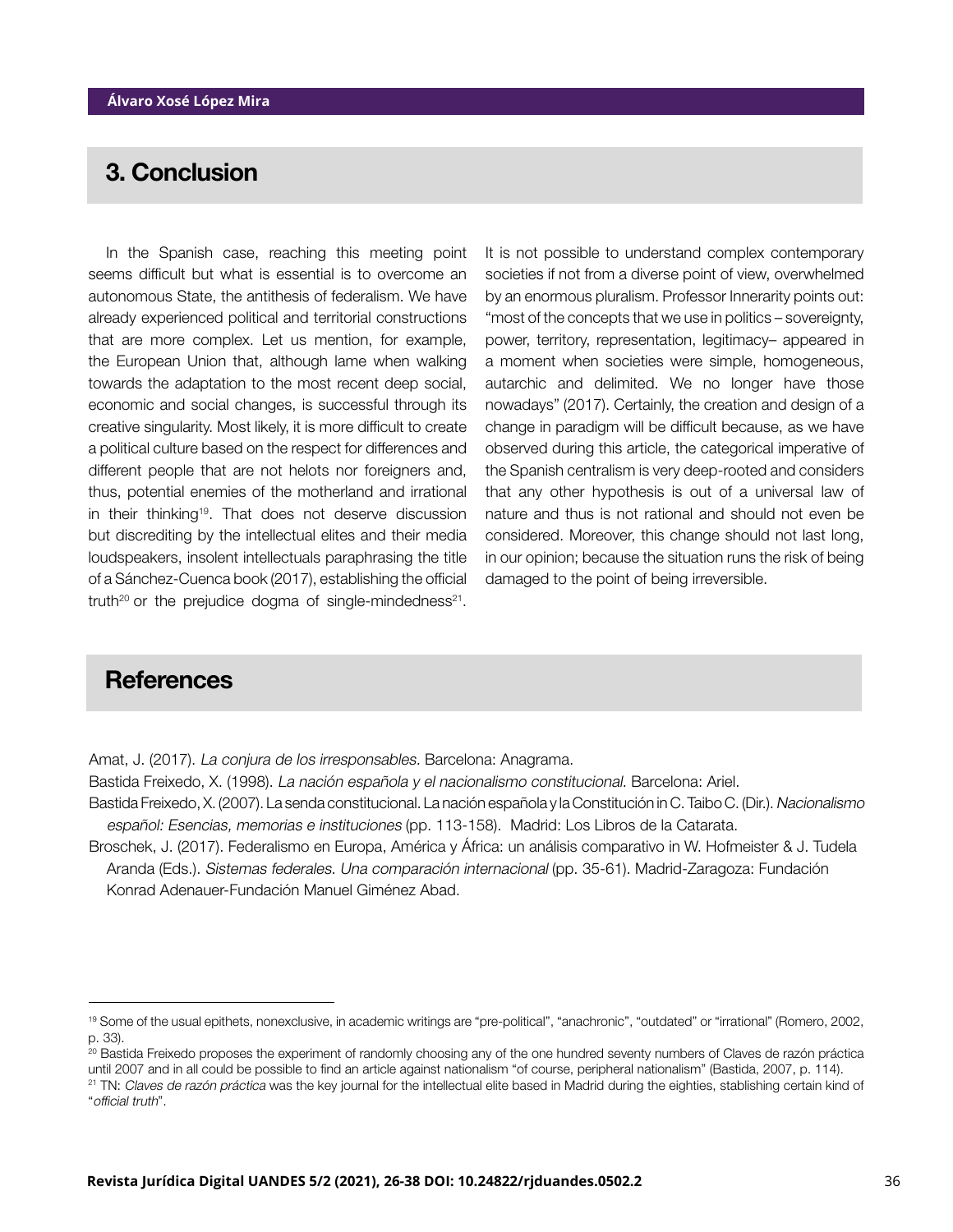## 3. Conclusion

In the Spanish case, reaching this meeting point seems difficult but what is essential is to overcome an autonomous State, the antithesis of federalism. We have already experienced political and territorial constructions that are more complex. Let us mention, for example, the European Union that, although lame when walking towards the adaptation to the most recent deep social, economic and social changes, is successful through its creative singularity. Most likely, it is more difficult to create a political culture based on the respect for differences and different people that are not helots nor foreigners and, thus, potential enemies of the motherland and irrational in their thinking[19]. That does not deserve discussion but discrediting by the intellectual elites and their media loudspeakers, insolent intellectuals paraphrasing the title of a Sánchez-Cuenca book (2017), establishing the official truth[20] or the prejudice dogma of single-mindedness[21].

It is not possible to understand complex contemporary societies if not from a diverse point of view, overwhelmed by an enormous pluralism. Professor Innerarity points out: "most of the concepts that we use in politics – sovereignty, power, territory, representation, legitimacy– appeared in a moment when societies were simple, homogeneous, autarchic and delimited. We no longer have those nowadays" (2017). Certainly, the creation and design of a change in paradigm will be difficult because, as we have observed during this article, the categorical imperative of the Spanish centralism is very deep-rooted and considers that any other hypothesis is out of a universal law of nature and thus is not rational and should not even be considered. Moreover, this change should not last long, in our opinion; because the situation runs the risk of being damaged to the point of being irreversible.

## References

Amat, J. (2017). *La conjura de los irresponsables.* Barcelona: Anagrama.

Bastida Freixedo, X. (1998). *La nación española y el nacionalismo constitucional.* Barcelona: Ariel.

Bastida Freixedo, X. (2007). La senda constitucional. La nación española y la Constitución in C. Taibo C. (Dir.). *Nacionalismo español: Esencias, memorias e instituciones* (pp. 113-158). Madrid: Los Libros de la Catarata.

Broschek, J. (2017). Federalismo en Europa, América y África: un análisis comparativo in W. Hofmeister & J. Tudela Aranda (Eds.). *Sistemas federales. Una comparación internacional* (pp. 35-61). Madrid-Zaragoza: Fundación Konrad Adenauer-Fundación Manuel Giménez Abad.

---

[19] Some of the usual epithets, nonexclusive, in academic writings are "pre-political", "anachronic", "outdated" or "irrational" (Romero, 2002, p. 33).

[20] Bastida Freixedo proposes the experiment of randomly choosing any of the one hundred seventy numbers of Claves de razón práctica until 2007 and in all could be possible to find an article against nationalism "of course, peripheral nationalism" (Bastida, 2007, p. 114).

[21] TN: *Claves de razón práctica* was the key journal for the intellectual elite based in Madrid during the eighties, stablishing certain kind of "*official truth*".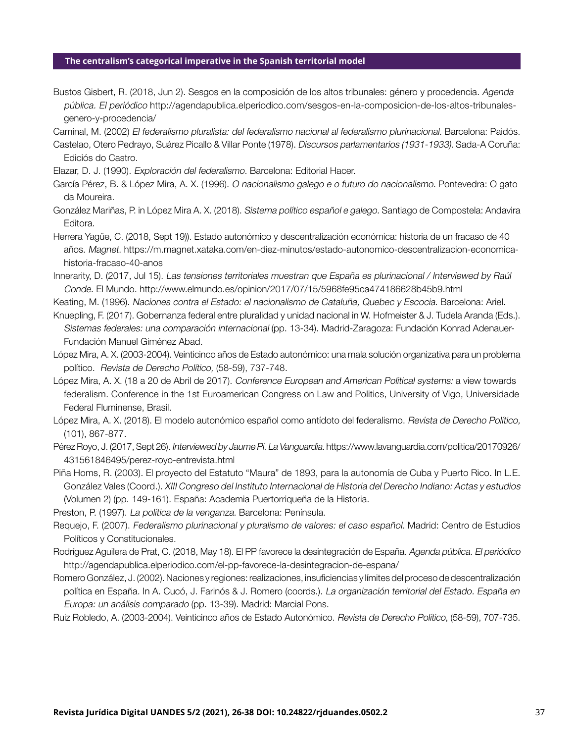Bustos Gisbert, R. (2018, Jun 2). Sesgos en la composición de los altos tribunales: género y procedencia. *Agenda pública. El periódico* http://agendapublica.elperiodico.com/sesgos-en-la-composicion-de-los-altos-tribunales-genero-y-procedencia/

Caminal, M. (2002) *El federalismo pluralista: del federalismo nacional al federalismo plurinacional.* Barcelona: Paidós.

Castelao, Otero Pedrayo, Suárez Picallo & Villar Ponte (1978). *Discursos parlamentarios (1931-1933).* Sada-A Coruña: Ediciós do Castro.

Elazar, D. J. (1990). *Exploración del federalismo.* Barcelona: Editorial Hacer.

García Pérez, B. & López Mira, A. X. (1996). *O nacionalismo galego e o futuro do nacionalismo.* Pontevedra: O gato da Moureira.

González Mariñas, P. in López Mira A. X. (2018). *Sistema político español e galego.* Santiago de Compostela: Andavira Editora.

Herrera Yagüe, C. (2018, Sept 19)). Estado autonómico y descentralización económica: historia de un fracaso de 40 años. *Magnet.* https://m.magnet.xataka.com/en-diez-minutos/estado-autonomico-descentralizacion-economica-historia-fracaso-40-anos

Innerarity, D. (2017, Jul 15). *Las tensiones territoriales muestran que España es plurinacional / Interviewed by Raúl Conde.* El Mundo. http://www.elmundo.es/opinion/2017/07/15/5968fe95ca474186628b45b9.html

Keating, M. (1996). *Naciones contra el Estado: el nacionalismo de Cataluña, Quebec y Escocia.* Barcelona: Ariel.

Knuepling, F. (2017). Gobernanza federal entre pluralidad y unidad nacional in W. Hofmeister & J. Tudela Aranda (Eds.). *Sistemas federales: una comparación internacional* (pp. 13-34). Madrid-Zaragoza: Fundación Konrad Adenauer-Fundación Manuel Giménez Abad.

López Mira, A. X. (2003-2004). Veinticinco años de Estado autonómico: una mala solución organizativa para un problema político. *Revista de Derecho Político,* (58-59), 737-748.

López Mira, A. X. (18 a 20 de Abril de 2017). *Conference European and American Political systems:* a view towards federalism. Conference in the 1st Euroamerican Congress on Law and Politics, University of Vigo, Universidade Federal Fluminense, Brasil.

López Mira, A. X. (2018). El modelo autonómico español como antídoto del federalismo. *Revista de Derecho Político,* (101), 867-877.

Pérez Royo, J. (2017, Sept 26). *Interviewed by Jaume Pi. La Vanguardia.* https://www.lavanguardia.com/politica/20170926/431561846495/perez-royo-entrevista.html

Piña Homs, R. (2003). El proyecto del Estatuto "Maura" de 1893, para la autonomía de Cuba y Puerto Rico. In L.E. González Vales (Coord.). *XIII Congreso del Instituto Internacional de Historia del Derecho Indiano: Actas y estudios* (Volumen 2) (pp. 149-161). España: Academia Puertorriqueña de la Historia.

Preston, P. (1997). *La política de la venganza.* Barcelona: Península.

Requejo, F. (2007). *Federalismo plurinacional y pluralismo de valores: el caso español.* Madrid: Centro de Estudios Políticos y Constitucionales.

Rodríguez Aguilera de Prat, C. (2018, May 18). El PP favorece la desintegración de España. *Agenda pública. El periódico* http://agendapublica.elperiodico.com/el-pp-favorece-la-desintegracion-de-espana/

Romero González, J. (2002). Naciones y regiones: realizaciones, insuficiencias y límites del proceso de descentralización política en España. In A. Cucó, J. Farinós & J. Romero (coords.). *La organización territorial del Estado. España en Europa: un análisis comparado* (pp. 13-39). Madrid: Marcial Pons.

Ruiz Robledo, A. (2003-2004). Veinticinco años de Estado Autonómico. *Revista de Derecho Político*, (58-59), 707-735.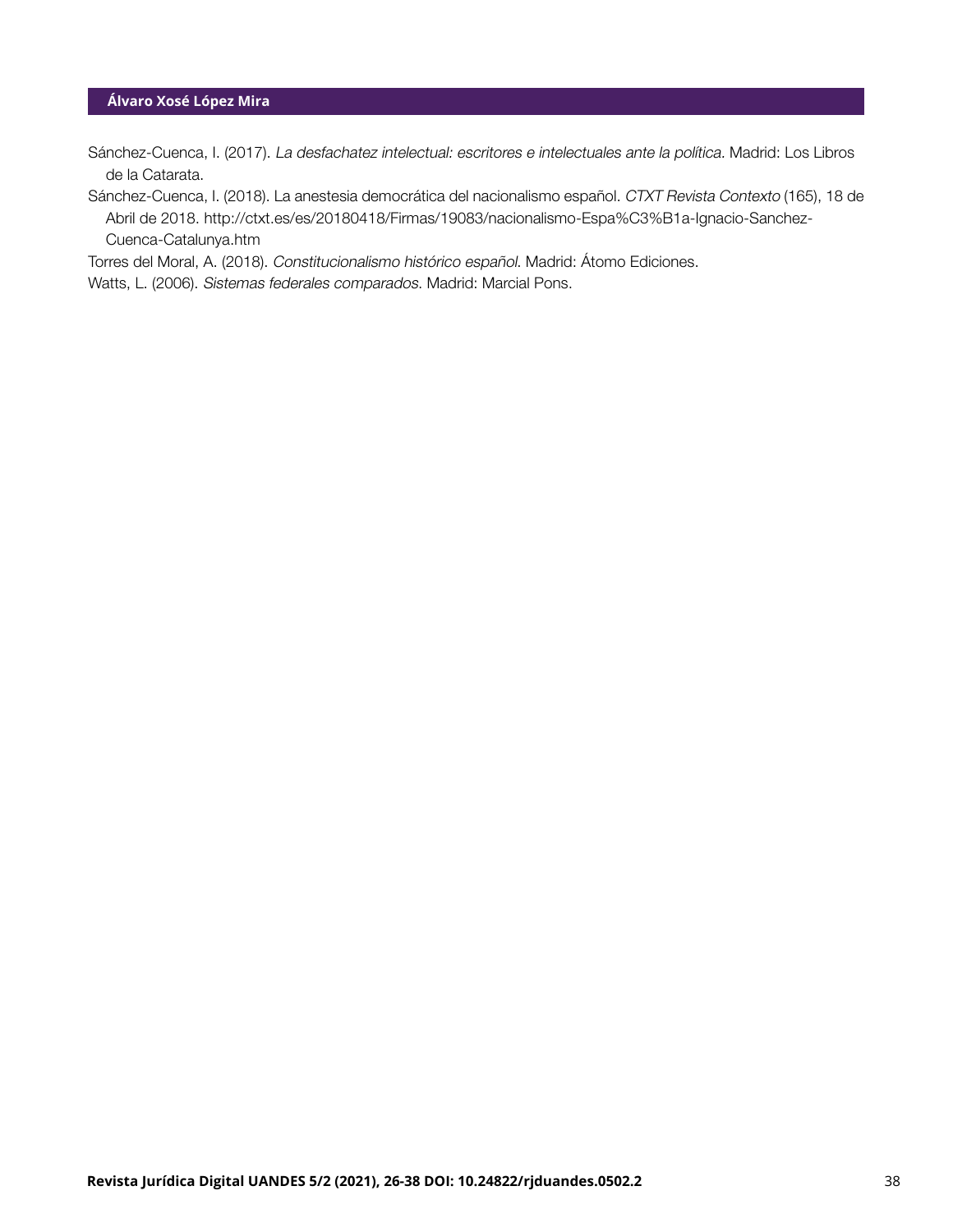Sánchez-Cuenca, I. (2017). *La desfachatez intelectual: escritores e intelectuales ante la política.* Madrid: Los Libros de la Catarata.

Sánchez-Cuenca, I. (2018). La anestesia democrática del nacionalismo español. *CTXT Revista Contexto* (165), 18 de Abril de 2018. http://ctxt.es/es/20180418/Firmas/19083/nacionalismo-Espa%C3%B1a-Ignacio-Sanchez-Cuenca-Catalunya.htm

Torres del Moral, A. (2018). *Constitucionalismo histórico español.* Madrid: Átomo Ediciones.

Watts, L. (2006). *Sistemas federales comparados*. Madrid: Marcial Pons.